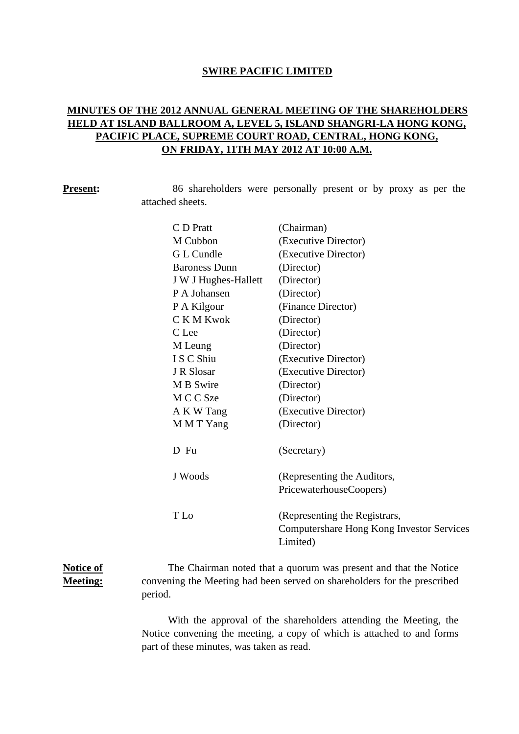# SWIRE PACIFIC LIMITED

## MINUTES OF THE 2012 ANNUAL GENERAL MEETING OF THE SHAREHOLDERS HELD AT ISLAND BALLROOM A, LEVEL 5, ISLAND SHANGRI-LA HONG KONG, PACIFIC PLACE, SUPREME COURT ROAD, CENTRAL, HONG KONG, ON FRIDAY, 11TH MAY 2012 AT 10:00 A.M.

**Present:** 86 shareholders were personally present or by proxy as per the attached sheets.

| | |
|---|---|
| C D Pratt | (Chairman) |
| M Cubbon | (Executive Director) |
| G L Cundle | (Executive Director) |
| Baroness Dunn | (Director) |
| J W J Hughes-Hallett | (Director) |
| P A Johansen | (Director) |
| P A Kilgour | (Finance Director) |
| C K M Kwok | (Director) |
| C Lee | (Director) |
| M Leung | (Director) |
| I S C Shiu | (Executive Director) |
| J R Slosar | (Executive Director) |
| M B Swire | (Director) |
| M C C Sze | (Director) |
| A K W Tang | (Executive Director) |
| M M T Yang | (Director) |
| D Fu | (Secretary) |
| J Woods | (Representing the Auditors, PricewaterhouseCoopers) |
| T Lo | (Representing the Registrars, Computershare Hong Kong Investor Services Limited) |

**Notice of Meeting:** The Chairman noted that a quorum was present and that the Notice convening the Meeting had been served on shareholders for the prescribed period.

With the approval of the shareholders attending the Meeting, the Notice convening the meeting, a copy of which is attached to and forms part of these minutes, was taken as read.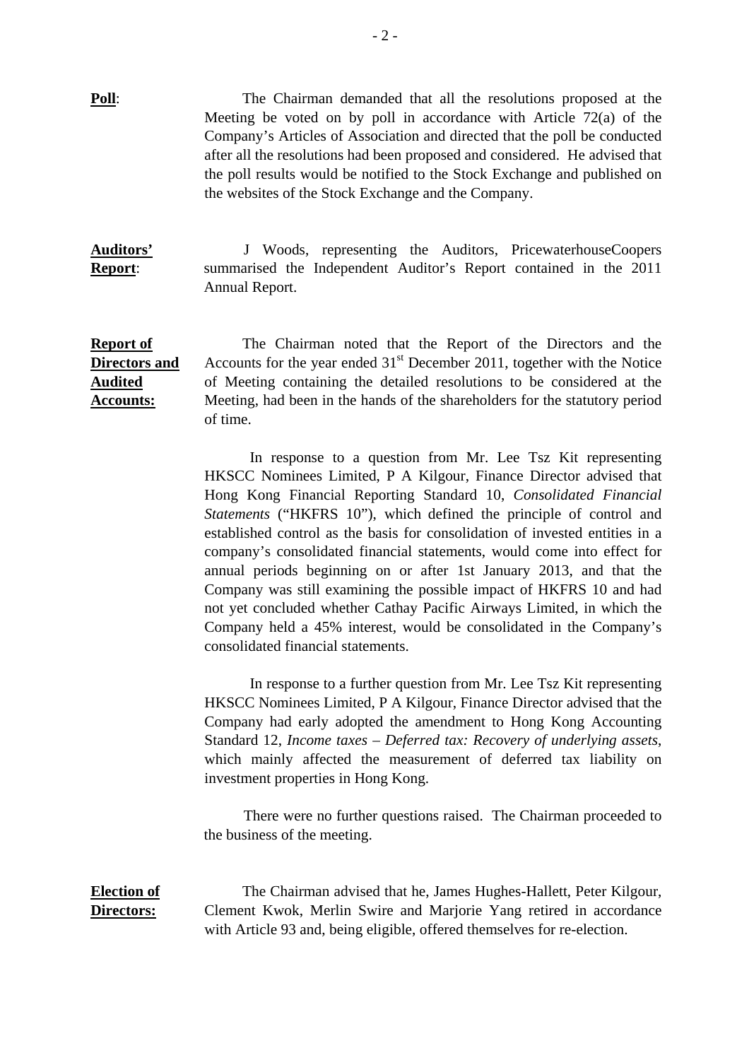**Poll**: The Chairman demanded that all the resolutions proposed at the Meeting be voted on by poll in accordance with Article 72(a) of the Company's Articles of Association and directed that the poll be conducted after all the resolutions had been proposed and considered. He advised that the poll results would be notified to the Stock Exchange and published on the websites of the Stock Exchange and the Company.

**Auditors' Report**: J Woods, representing the Auditors, PricewaterhouseCoopers summarised the Independent Auditor's Report contained in the 2011 Annual Report.

**Report of Directors and Audited Accounts:** The Chairman noted that the Report of the Directors and the Accounts for the year ended 31st December 2011, together with the Notice of Meeting containing the detailed resolutions to be considered at the Meeting, had been in the hands of the shareholders for the statutory period of time.

In response to a question from Mr. Lee Tsz Kit representing HKSCC Nominees Limited, P A Kilgour, Finance Director advised that Hong Kong Financial Reporting Standard 10, *Consolidated Financial Statements* ("HKFRS 10"), which defined the principle of control and established control as the basis for consolidation of invested entities in a company's consolidated financial statements, would come into effect for annual periods beginning on or after 1st January 2013, and that the Company was still examining the possible impact of HKFRS 10 and had not yet concluded whether Cathay Pacific Airways Limited, in which the Company held a 45% interest, would be consolidated in the Company's consolidated financial statements.

In response to a further question from Mr. Lee Tsz Kit representing HKSCC Nominees Limited, P A Kilgour, Finance Director advised that the Company had early adopted the amendment to Hong Kong Accounting Standard 12, *Income taxes – Deferred tax: Recovery of underlying assets,* which mainly affected the measurement of deferred tax liability on investment properties in Hong Kong.

There were no further questions raised. The Chairman proceeded to the business of the meeting.

**Election of Directors:** The Chairman advised that he, James Hughes-Hallett, Peter Kilgour, Clement Kwok, Merlin Swire and Marjorie Yang retired in accordance with Article 93 and, being eligible, offered themselves for re-election.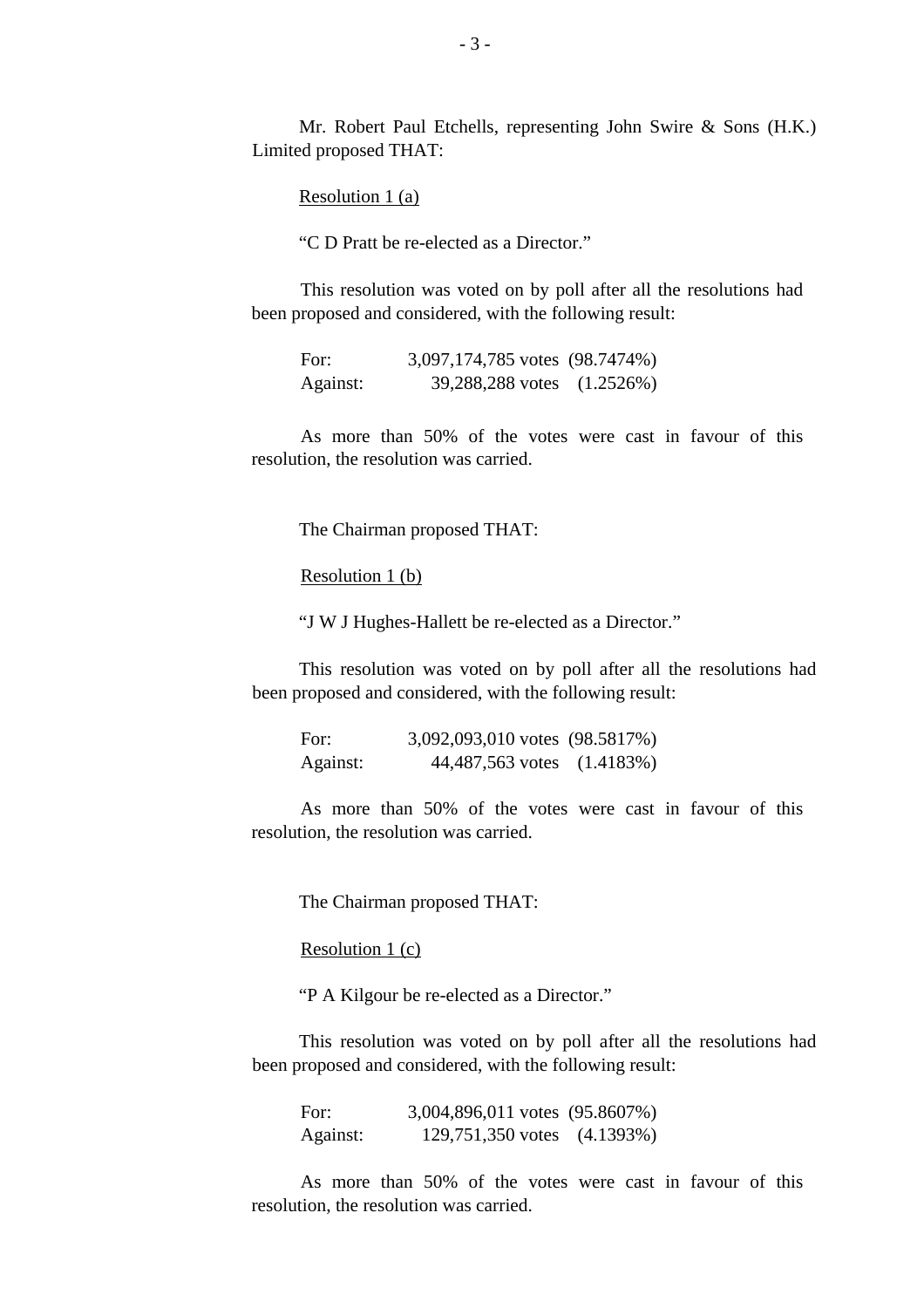Mr. Robert Paul Etchells, representing John Swire & Sons (H.K.) Limited proposed THAT:

Resolution 1 (a)

"C D Pratt be re-elected as a Director."

This resolution was voted on by poll after all the resolutions had been proposed and considered, with the following result:

| | | |
|---|---|---|
| For: | 3,097,174,785 votes | (98.7474%) |
| Against: | 39,288,288 votes | (1.2526%) |

As more than 50% of the votes were cast in favour of this resolution, the resolution was carried.

The Chairman proposed THAT:

Resolution 1 (b)

"J W J Hughes-Hallett be re-elected as a Director."

This resolution was voted on by poll after all the resolutions had been proposed and considered, with the following result:

| | | |
|---|---|---|
| For: | 3,092,093,010 votes | (98.5817%) |
| Against: | 44,487,563 votes | (1.4183%) |

As more than 50% of the votes were cast in favour of this resolution, the resolution was carried.

The Chairman proposed THAT:

Resolution 1 (c)

"P A Kilgour be re-elected as a Director."

This resolution was voted on by poll after all the resolutions had been proposed and considered, with the following result:

| | | |
|---|---|---|
| For: | 3,004,896,011 votes | (95.8607%) |
| Against: | 129,751,350 votes | (4.1393%) |

As more than 50% of the votes were cast in favour of this resolution, the resolution was carried.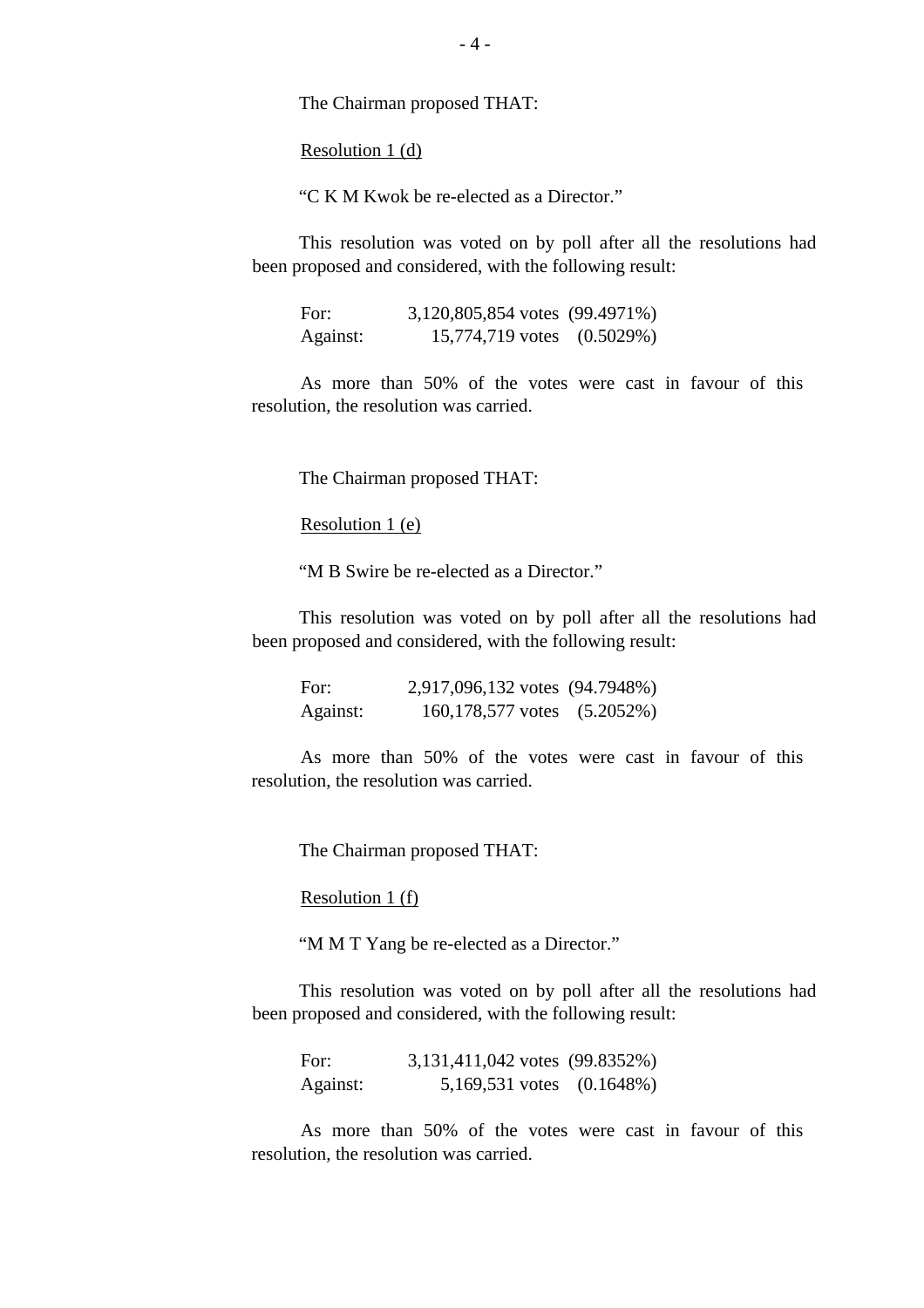The Chairman proposed THAT:

Resolution 1 (d)

"C K M Kwok be re-elected as a Director."

This resolution was voted on by poll after all the resolutions had been proposed and considered, with the following result:

| | | |
|---|---|---|
| For: | 3,120,805,854 votes | (99.4971%) |
| Against: | 15,774,719 votes | (0.5029%) |

As more than 50% of the votes were cast in favour of this resolution, the resolution was carried.

The Chairman proposed THAT:

Resolution 1 (e)

"M B Swire be re-elected as a Director."

This resolution was voted on by poll after all the resolutions had been proposed and considered, with the following result:

| | | |
|---|---|---|
| For: | 2,917,096,132 votes | (94.7948%) |
| Against: | 160,178,577 votes | (5.2052%) |

As more than 50% of the votes were cast in favour of this resolution, the resolution was carried.

The Chairman proposed THAT:

Resolution 1 (f)

"M M T Yang be re-elected as a Director."

This resolution was voted on by poll after all the resolutions had been proposed and considered, with the following result:

| | | |
|---|---|---|
| For: | 3,131,411,042 votes | (99.8352%) |
| Against: | 5,169,531 votes | (0.1648%) |

As more than 50% of the votes were cast in favour of this resolution, the resolution was carried.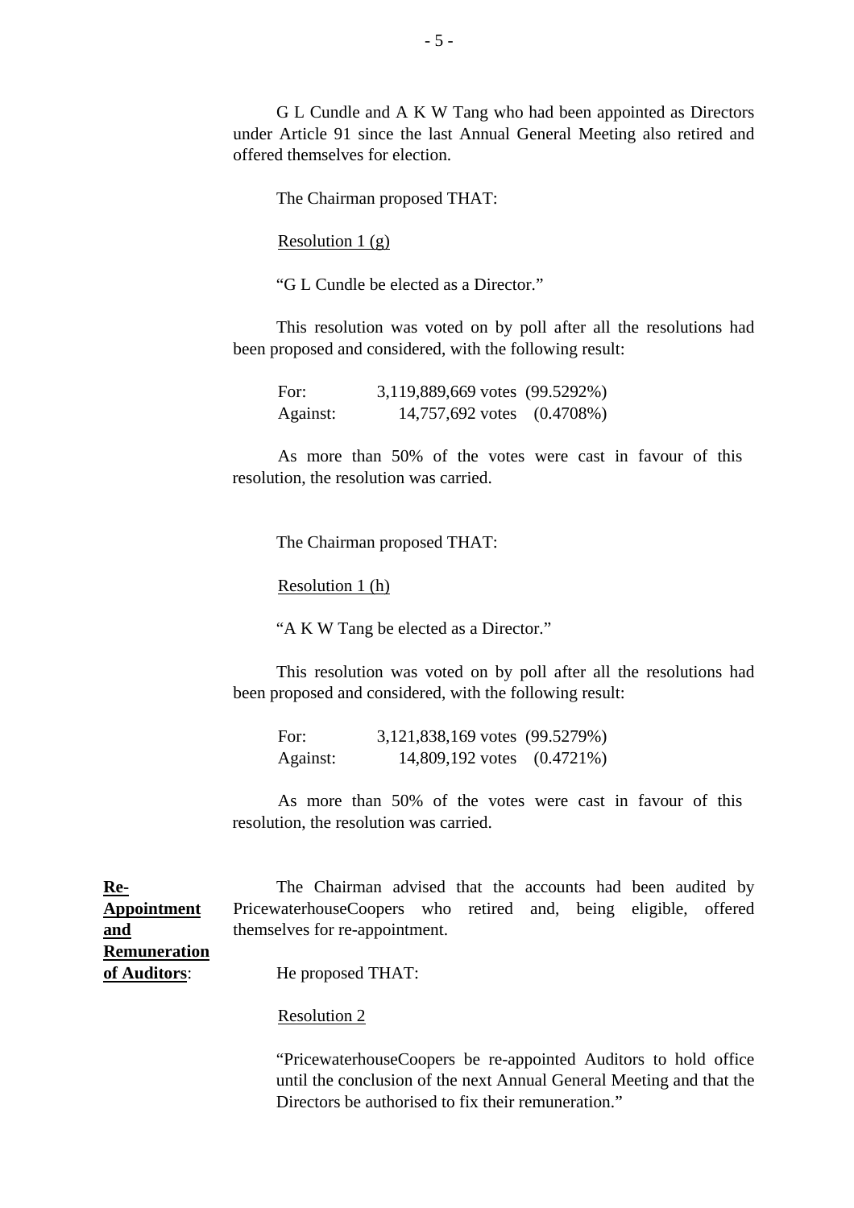G L Cundle and A K W Tang who had been appointed as Directors under Article 91 since the last Annual General Meeting also retired and offered themselves for election.

The Chairman proposed THAT:

Resolution 1 (g)

"G L Cundle be elected as a Director."

This resolution was voted on by poll after all the resolutions had been proposed and considered, with the following result:

| | | |
|---|---|---|
| For: | 3,119,889,669 votes | (99.5292%) |
| Against: | 14,757,692 votes | (0.4708%) |

As more than 50% of the votes were cast in favour of this resolution, the resolution was carried.

The Chairman proposed THAT:

Resolution 1 (h)

"A K W Tang be elected as a Director."

This resolution was voted on by poll after all the resolutions had been proposed and considered, with the following result:

| | | |
|---|---|---|
| For: | 3,121,838,169 votes | (99.5279%) |
| Against: | 14,809,192 votes | (0.4721%) |

As more than 50% of the votes were cast in favour of this resolution, the resolution was carried.

**Re-Appointment and Remuneration of Auditors**:

The Chairman advised that the accounts had been audited by PricewaterhouseCoopers who retired and, being eligible, offered themselves for re-appointment.

He proposed THAT:

Resolution 2

"PricewaterhouseCoopers be re-appointed Auditors to hold office until the conclusion of the next Annual General Meeting and that the Directors be authorised to fix their remuneration."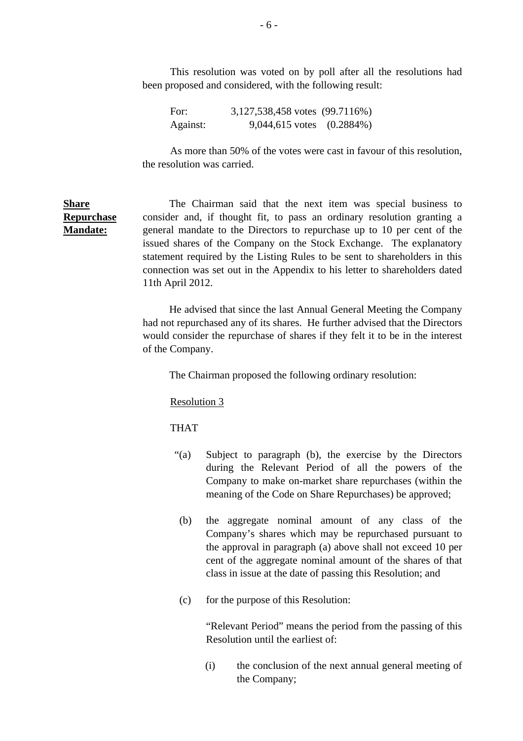This resolution was voted on by poll after all the resolutions had been proposed and considered, with the following result:

| | | |
|---|---|---|
| For: | 3,127,538,458 votes | (99.7116%) |
| Against: | 9,044,615 votes | (0.2884%) |

As more than 50% of the votes were cast in favour of this resolution, the resolution was carried.

**Share Repurchase Mandate:**

The Chairman said that the next item was special business to consider and, if thought fit, to pass an ordinary resolution granting a general mandate to the Directors to repurchase up to 10 per cent of the issued shares of the Company on the Stock Exchange. The explanatory statement required by the Listing Rules to be sent to shareholders in this connection was set out in the Appendix to his letter to shareholders dated 11th April 2012.

He advised that since the last Annual General Meeting the Company had not repurchased any of its shares. He further advised that the Directors would consider the repurchase of shares if they felt it to be in the interest of the Company.

The Chairman proposed the following ordinary resolution:

Resolution 3

THAT

"(a) Subject to paragraph (b), the exercise by the Directors during the Relevant Period of all the powers of the Company to make on-market share repurchases (within the meaning of the Code on Share Repurchases) be approved;

(b) the aggregate nominal amount of any class of the Company's shares which may be repurchased pursuant to the approval in paragraph (a) above shall not exceed 10 per cent of the aggregate nominal amount of the shares of that class in issue at the date of passing this Resolution; and

(c) for the purpose of this Resolution:

"Relevant Period" means the period from the passing of this Resolution until the earliest of:

(i) the conclusion of the next annual general meeting of the Company;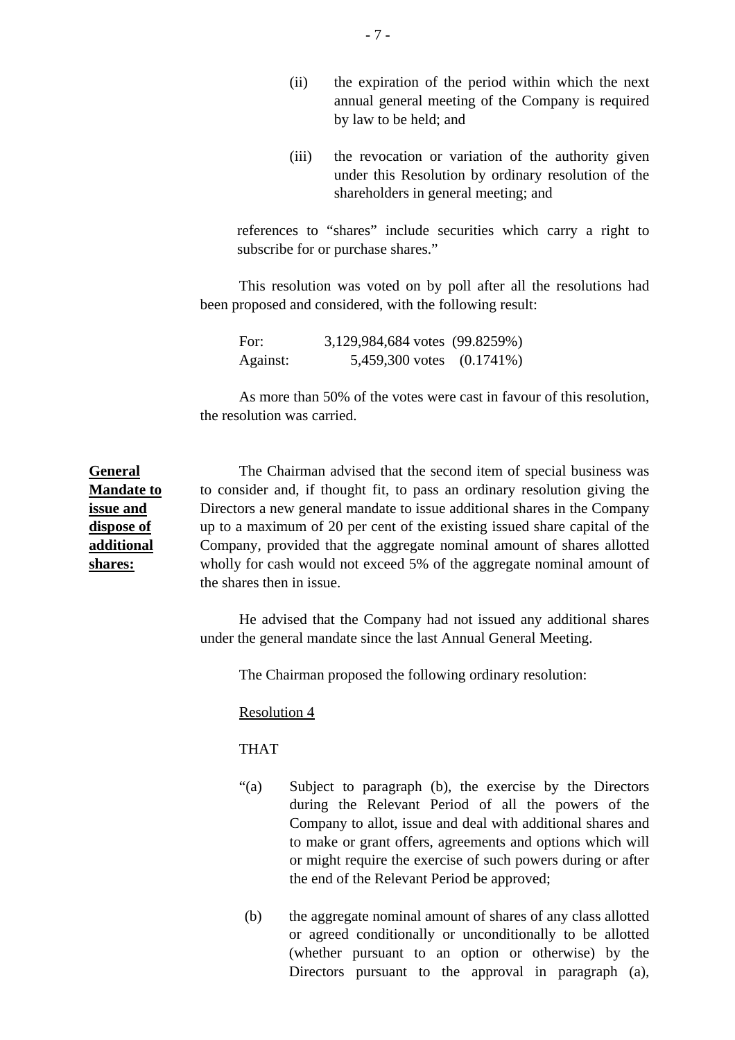(ii) the expiration of the period within which the next annual general meeting of the Company is required by law to be held; and

(iii) the revocation or variation of the authority given under this Resolution by ordinary resolution of the shareholders in general meeting; and

references to "shares" include securities which carry a right to subscribe for or purchase shares."

This resolution was voted on by poll after all the resolutions had been proposed and considered, with the following result:

| | | |
|---|---|---|
| For: | 3,129,984,684 votes | (99.8259%) |
| Against: | 5,459,300 votes | (0.1741%) |

As more than 50% of the votes were cast in favour of this resolution, the resolution was carried.

**General Mandate to issue and dispose of additional shares:**

The Chairman advised that the second item of special business was to consider and, if thought fit, to pass an ordinary resolution giving the Directors a new general mandate to issue additional shares in the Company up to a maximum of 20 per cent of the existing issued share capital of the Company, provided that the aggregate nominal amount of shares allotted wholly for cash would not exceed 5% of the aggregate nominal amount of the shares then in issue.

He advised that the Company had not issued any additional shares under the general mandate since the last Annual General Meeting.

The Chairman proposed the following ordinary resolution:

Resolution 4

THAT

"(a) Subject to paragraph (b), the exercise by the Directors during the Relevant Period of all the powers of the Company to allot, issue and deal with additional shares and to make or grant offers, agreements and options which will or might require the exercise of such powers during or after the end of the Relevant Period be approved;

(b) the aggregate nominal amount of shares of any class allotted or agreed conditionally or unconditionally to be allotted (whether pursuant to an option or otherwise) by the Directors pursuant to the approval in paragraph (a),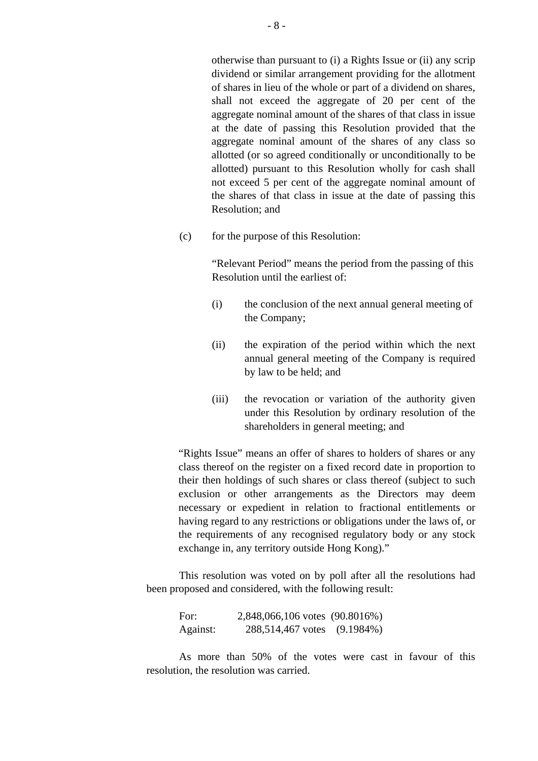otherwise than pursuant to (i) a Rights Issue or (ii) any scrip dividend or similar arrangement providing for the allotment of shares in lieu of the whole or part of a dividend on shares, shall not exceed the aggregate of 20 per cent of the aggregate nominal amount of the shares of that class in issue at the date of passing this Resolution provided that the aggregate nominal amount of the shares of any class so allotted (or so agreed conditionally or unconditionally to be allotted) pursuant to this Resolution wholly for cash shall not exceed 5 per cent of the aggregate nominal amount of the shares of that class in issue at the date of passing this Resolution; and

(c) for the purpose of this Resolution:

"Relevant Period" means the period from the passing of this Resolution until the earliest of:

(i) the conclusion of the next annual general meeting of the Company;

(ii) the expiration of the period within which the next annual general meeting of the Company is required by law to be held; and

(iii) the revocation or variation of the authority given under this Resolution by ordinary resolution of the shareholders in general meeting; and

"Rights Issue" means an offer of shares to holders of shares or any class thereof on the register on a fixed record date in proportion to their then holdings of such shares or class thereof (subject to such exclusion or other arrangements as the Directors may deem necessary or expedient in relation to fractional entitlements or having regard to any restrictions or obligations under the laws of, or the requirements of any recognised regulatory body or any stock exchange in, any territory outside Hong Kong)."

This resolution was voted on by poll after all the resolutions had been proposed and considered, with the following result:

| | | |
|---|---|---|
| For: | 2,848,066,106 votes | (90.8016%) |
| Against: | 288,514,467 votes | (9.1984%) |

As more than 50% of the votes were cast in favour of this resolution, the resolution was carried.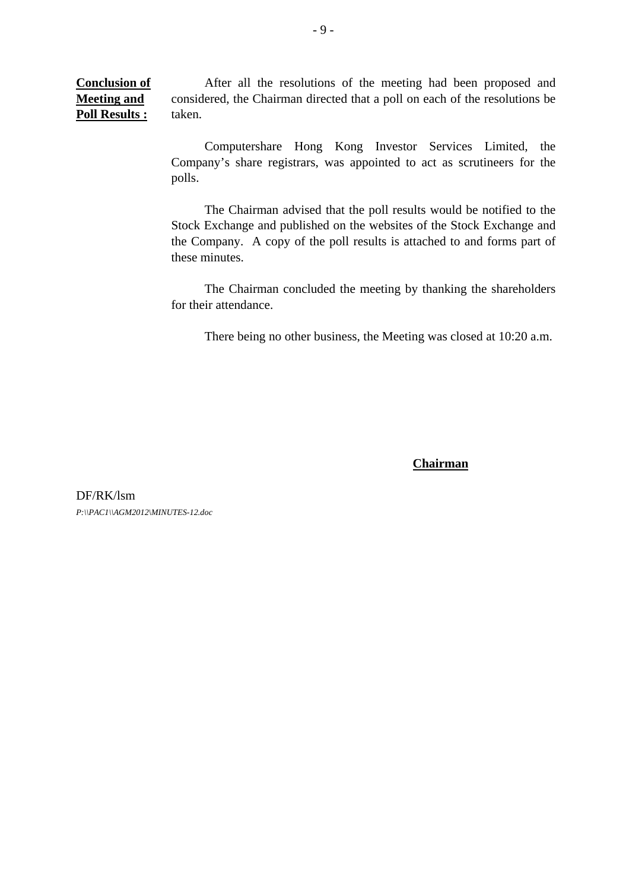**Conclusion of Meeting and Poll Results :**

After all the resolutions of the meeting had been proposed and considered, the Chairman directed that a poll on each of the resolutions be taken.

Computershare Hong Kong Investor Services Limited, the Company's share registrars, was appointed to act as scrutineers for the polls.

The Chairman advised that the poll results would be notified to the Stock Exchange and published on the websites of the Stock Exchange and the Company. A copy of the poll results is attached to and forms part of these minutes.

The Chairman concluded the meeting by thanking the shareholders for their attendance.

There being no other business, the Meeting was closed at 10:20 a.m.

**Chairman**

DF/RK/lsm

*P:\\PAC1\\AGM2012\MINUTES-12.doc*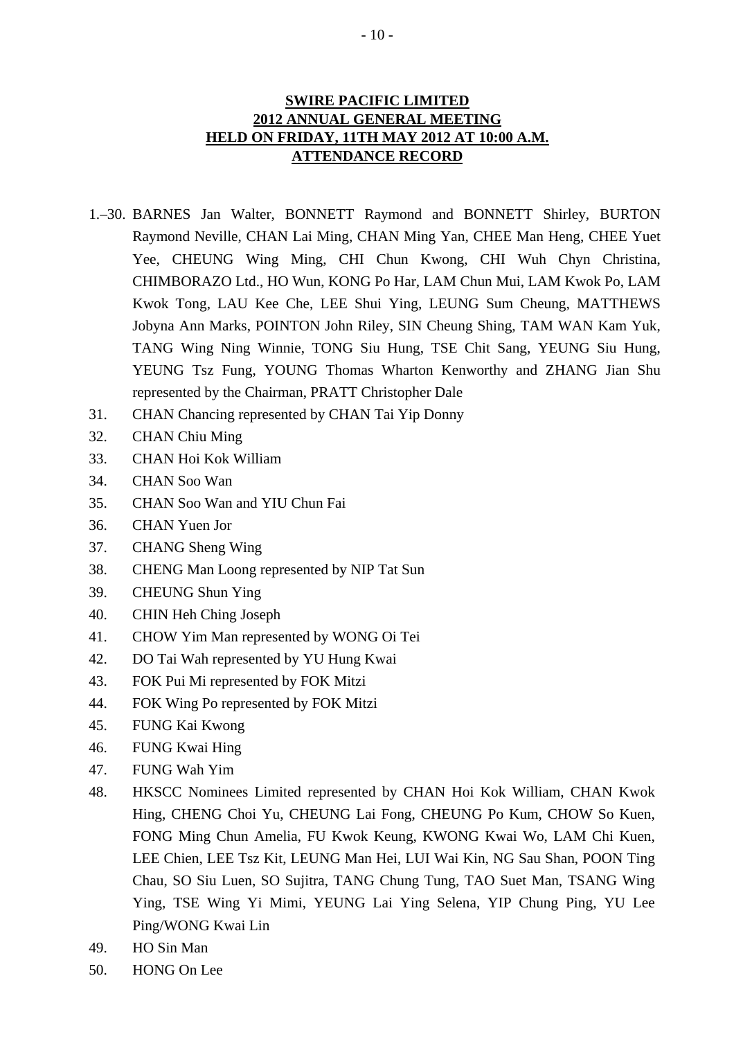**SWIRE PACIFIC LIMITED**
**2012 ANNUAL GENERAL MEETING**
**HELD ON FRIDAY, 11TH MAY 2012 AT 10:00 A.M.**
**ATTENDANCE RECORD**

1.–30. BARNES Jan Walter, BONNETT Raymond and BONNETT Shirley, BURTON Raymond Neville, CHAN Lai Ming, CHAN Ming Yan, CHEE Man Heng, CHEE Yuet Yee, CHEUNG Wing Ming, CHI Chun Kwong, CHI Wuh Chyn Christina, CHIMBORAZO Ltd., HO Wun, KONG Po Har, LAM Chun Mui, LAM Kwok Po, LAM Kwok Tong, LAU Kee Che, LEE Shui Ying, LEUNG Sum Cheung, MATTHEWS Jobyna Ann Marks, POINTON John Riley, SIN Cheung Shing, TAM WAN Kam Yuk, TANG Wing Ning Winnie, TONG Siu Hung, TSE Chit Sang, YEUNG Siu Hung, YEUNG Tsz Fung, YOUNG Thomas Wharton Kenworthy and ZHANG Jian Shu represented by the Chairman, PRATT Christopher Dale

31. CHAN Chancing represented by CHAN Tai Yip Donny
32. CHAN Chiu Ming
33. CHAN Hoi Kok William
34. CHAN Soo Wan
35. CHAN Soo Wan and YIU Chun Fai
36. CHAN Yuen Jor
37. CHANG Sheng Wing
38. CHENG Man Loong represented by NIP Tat Sun
39. CHEUNG Shun Ying
40. CHIN Heh Ching Joseph
41. CHOW Yim Man represented by WONG Oi Tei
42. DO Tai Wah represented by YU Hung Kwai
43. FOK Pui Mi represented by FOK Mitzi
44. FOK Wing Po represented by FOK Mitzi
45. FUNG Kai Kwong
46. FUNG Kwai Hing
47. FUNG Wah Yim
48. HKSCC Nominees Limited represented by CHAN Hoi Kok William, CHAN Kwok Hing, CHENG Choi Yu, CHEUNG Lai Fong, CHEUNG Po Kum, CHOW So Kuen, FONG Ming Chun Amelia, FU Kwok Keung, KWONG Kwai Wo, LAM Chi Kuen, LEE Chien, LEE Tsz Kit, LEUNG Man Hei, LUI Wai Kin, NG Sau Shan, POON Ting Chau, SO Siu Luen, SO Sujitra, TANG Chung Tung, TAO Suet Man, TSANG Wing Ying, TSE Wing Yi Mimi, YEUNG Lai Ying Selena, YIP Chung Ping, YU Lee Ping/WONG Kwai Lin
49. HO Sin Man
50. HONG On Lee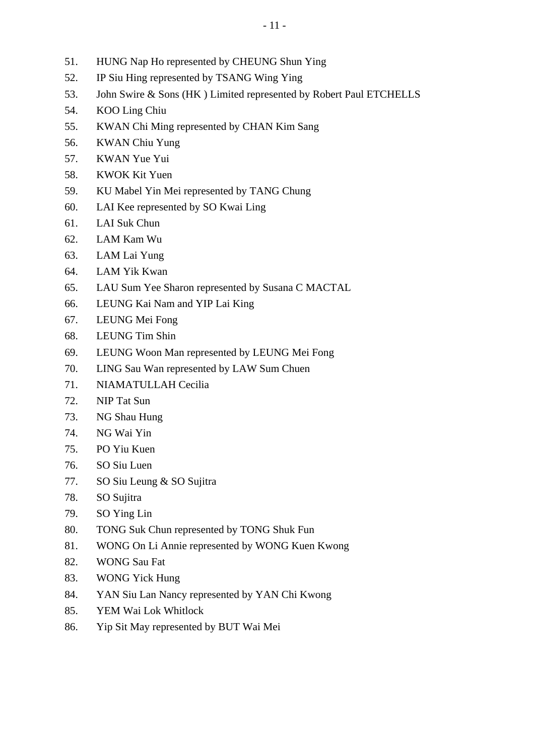51. HUNG Nap Ho represented by CHEUNG Shun Ying
52. IP Siu Hing represented by TSANG Wing Ying
53. John Swire & Sons (HK ) Limited represented by Robert Paul ETCHELLS
54. KOO Ling Chiu
55. KWAN Chi Ming represented by CHAN Kim Sang
56. KWAN Chiu Yung
57. KWAN Yue Yui
58. KWOK Kit Yuen
59. KU Mabel Yin Mei represented by TANG Chung
60. LAI Kee represented by SO Kwai Ling
61. LAI Suk Chun
62. LAM Kam Wu
63. LAM Lai Yung
64. LAM Yik Kwan
65. LAU Sum Yee Sharon represented by Susana C MACTAL
66. LEUNG Kai Nam and YIP Lai King
67. LEUNG Mei Fong
68. LEUNG Tim Shin
69. LEUNG Woon Man represented by LEUNG Mei Fong
70. LING Sau Wan represented by LAW Sum Chuen
71. NIAMATULLAH Cecilia
72. NIP Tat Sun
73. NG Shau Hung
74. NG Wai Yin
75. PO Yiu Kuen
76. SO Siu Luen
77. SO Siu Leung & SO Sujitra
78. SO Sujitra
79. SO Ying Lin
80. TONG Suk Chun represented by TONG Shuk Fun
81. WONG On Li Annie represented by WONG Kuen Kwong
82. WONG Sau Fat
83. WONG Yick Hung
84. YAN Siu Lan Nancy represented by YAN Chi Kwong
85. YEM Wai Lok Whitlock
86. Yip Sit May represented by BUT Wai Mei